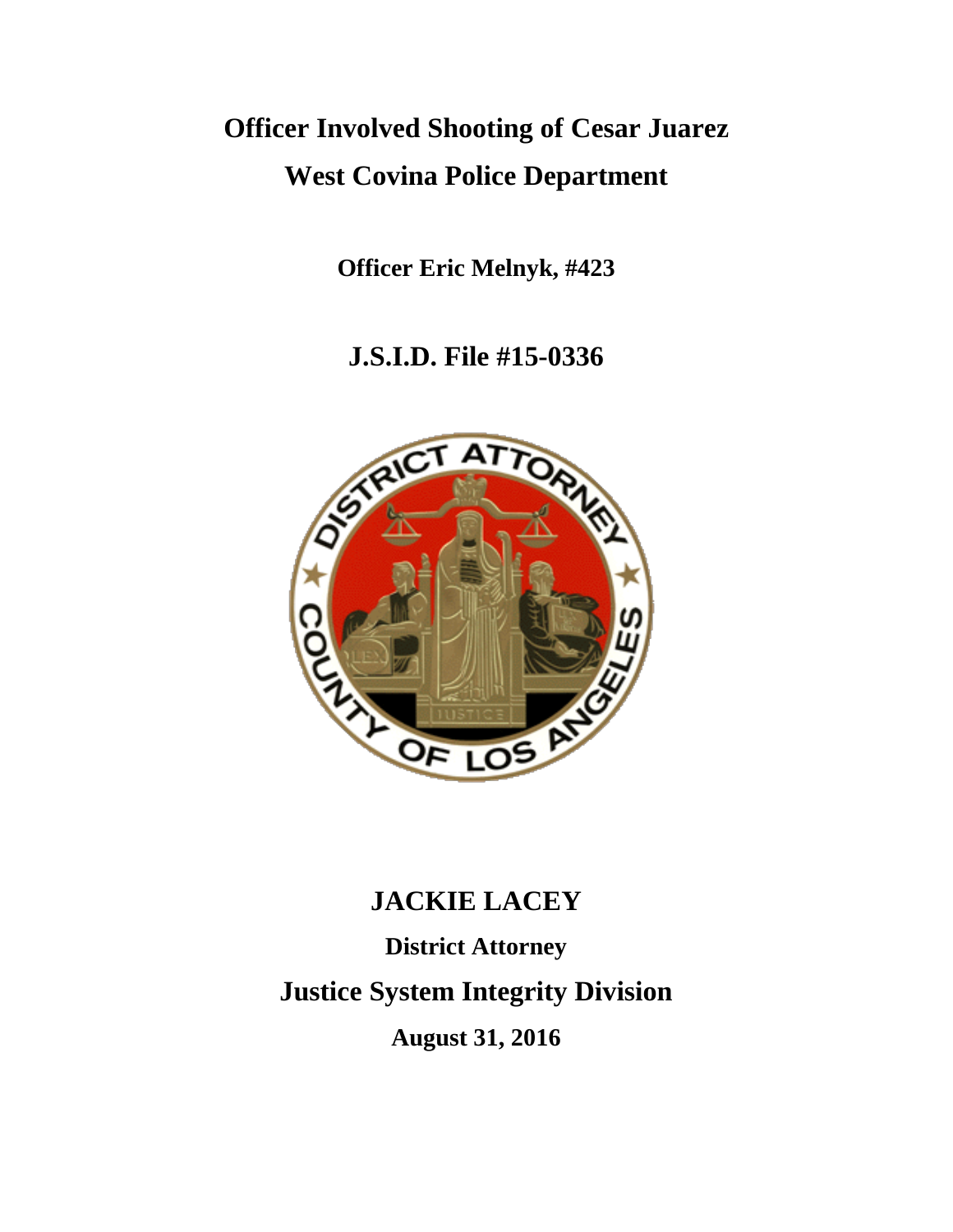# Officer Involved Shooting of Cesar Juarez

# West Covina Police Department

**Officer Eric Melnyk, #423**

## J.S.I.D. File #15-0336

## JACKIE LACEY

**District Attorney**

## Justice System Integrity Division

**August 31, 2016**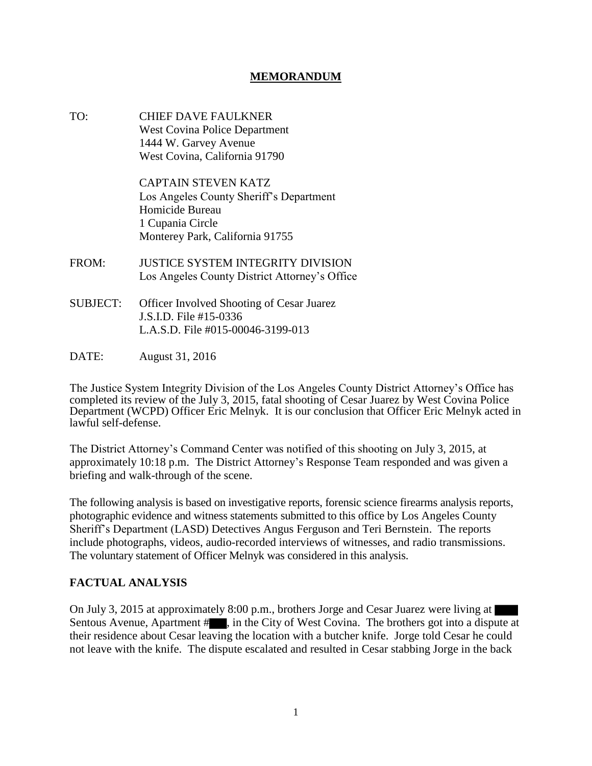# MEMORANDUM

TO: CHIEF DAVE FAULKNER
West Covina Police Department
1444 W. Garvey Avenue
West Covina, California 91790

CAPTAIN STEVEN KATZ
Los Angeles County Sheriff's Department
Homicide Bureau
1 Cupania Circle
Monterey Park, California 91755

FROM: JUSTICE SYSTEM INTEGRITY DIVISION
Los Angeles County District Attorney's Office

SUBJECT: Officer Involved Shooting of Cesar Juarez
J.S.I.D. File #15-0336
L.A.S.D. File #015-00046-3199-013

DATE: August 31, 2016

The Justice System Integrity Division of the Los Angeles County District Attorney's Office has completed its review of the July 3, 2015, fatal shooting of Cesar Juarez by West Covina Police Department (WCPD) Officer Eric Melnyk. It is our conclusion that Officer Eric Melnyk acted in lawful self-defense.

The District Attorney's Command Center was notified of this shooting on July 3, 2015, at approximately 10:18 p.m. The District Attorney's Response Team responded and was given a briefing and walk-through of the scene.

The following analysis is based on investigative reports, forensic science firearms analysis reports, photographic evidence and witness statements submitted to this office by Los Angeles County Sheriff's Department (LASD) Detectives Angus Ferguson and Teri Bernstein. The reports include photographs, videos, audio-recorded interviews of witnesses, and radio transmissions. The voluntary statement of Officer Melnyk was considered in this analysis.

## FACTUAL ANALYSIS

On July 3, 2015 at approximately 8:00 p.m., brothers Jorge and Cesar Juarez were living at ████ Sentous Avenue, Apartment #███, in the City of West Covina. The brothers got into a dispute at their residence about Cesar leaving the location with a butcher knife. Jorge told Cesar he could not leave with the knife. The dispute escalated and resulted in Cesar stabbing Jorge in the back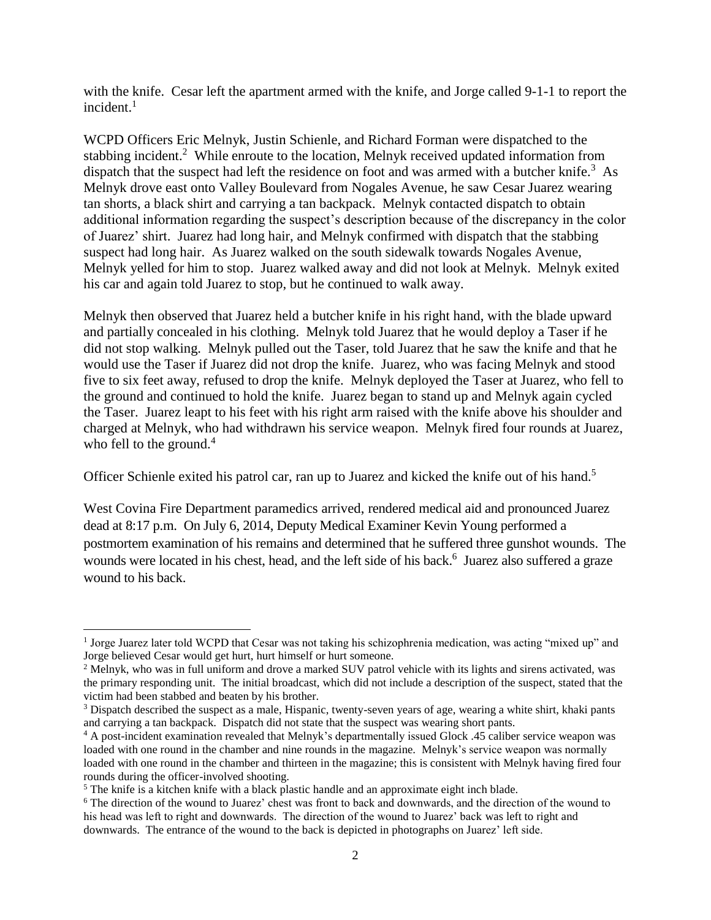with the knife. Cesar left the apartment armed with the knife, and Jorge called 9-1-1 to report the incident.[1]

WCPD Officers Eric Melnyk, Justin Schienle, and Richard Forman were dispatched to the stabbing incident.[2] While enroute to the location, Melnyk received updated information from dispatch that the suspect had left the residence on foot and was armed with a butcher knife.[3] As Melnyk drove east onto Valley Boulevard from Nogales Avenue, he saw Cesar Juarez wearing tan shorts, a black shirt and carrying a tan backpack. Melnyk contacted dispatch to obtain additional information regarding the suspect's description because of the discrepancy in the color of Juarez' shirt. Juarez had long hair, and Melnyk confirmed with dispatch that the stabbing suspect had long hair. As Juarez walked on the south sidewalk towards Nogales Avenue, Melnyk yelled for him to stop. Juarez walked away and did not look at Melnyk. Melnyk exited his car and again told Juarez to stop, but he continued to walk away.

Melnyk then observed that Juarez held a butcher knife in his right hand, with the blade upward and partially concealed in his clothing. Melnyk told Juarez that he would deploy a Taser if he did not stop walking. Melnyk pulled out the Taser, told Juarez that he saw the knife and that he would use the Taser if Juarez did not drop the knife. Juarez, who was facing Melnyk and stood five to six feet away, refused to drop the knife. Melnyk deployed the Taser at Juarez, who fell to the ground and continued to hold the knife. Juarez began to stand up and Melnyk again cycled the Taser. Juarez leapt to his feet with his right arm raised with the knife above his shoulder and charged at Melnyk, who had withdrawn his service weapon. Melnyk fired four rounds at Juarez, who fell to the ground.[4]

Officer Schienle exited his patrol car, ran up to Juarez and kicked the knife out of his hand.[5]

West Covina Fire Department paramedics arrived, rendered medical aid and pronounced Juarez dead at 8:17 p.m. On July 6, 2014, Deputy Medical Examiner Kevin Young performed a postmortem examination of his remains and determined that he suffered three gunshot wounds. The wounds were located in his chest, head, and the left side of his back.[6] Juarez also suffered a graze wound to his back.

---

[1] Jorge Juarez later told WCPD that Cesar was not taking his schizophrenia medication, was acting "mixed up" and Jorge believed Cesar would get hurt, hurt himself or hurt someone.

[2] Melnyk, who was in full uniform and drove a marked SUV patrol vehicle with its lights and sirens activated, was the primary responding unit. The initial broadcast, which did not include a description of the suspect, stated that the victim had been stabbed and beaten by his brother.

[3] Dispatch described the suspect as a male, Hispanic, twenty-seven years of age, wearing a white shirt, khaki pants and carrying a tan backpack. Dispatch did not state that the suspect was wearing short pants.

[4] A post-incident examination revealed that Melnyk's departmentally issued Glock .45 caliber service weapon was loaded with one round in the chamber and nine rounds in the magazine. Melnyk's service weapon was normally loaded with one round in the chamber and thirteen in the magazine; this is consistent with Melnyk having fired four rounds during the officer-involved shooting.

[5] The knife is a kitchen knife with a black plastic handle and an approximate eight inch blade.

[6] The direction of the wound to Juarez' chest was front to back and downwards, and the direction of the wound to his head was left to right and downwards. The direction of the wound to Juarez' back was left to right and downwards. The entrance of the wound to the back is depicted in photographs on Juarez' left side.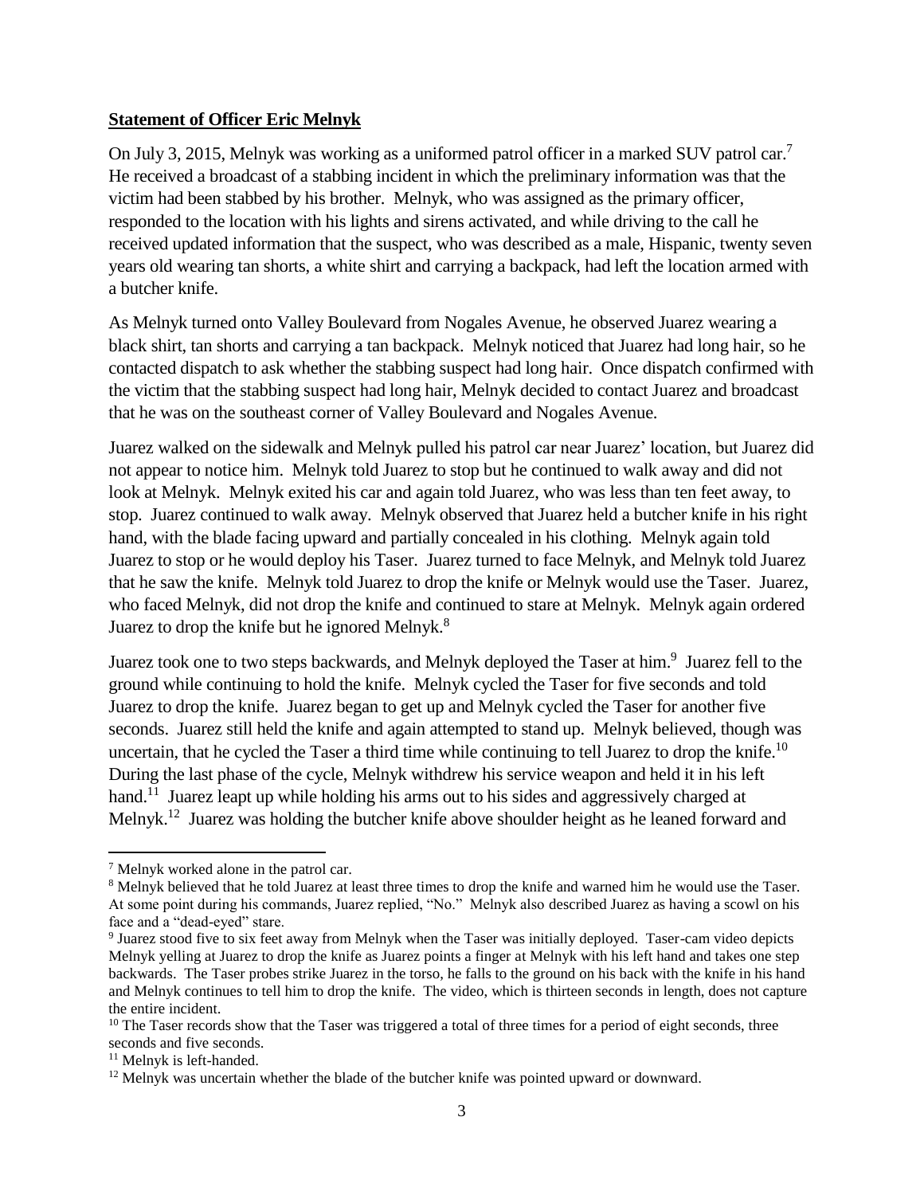**Statement of Officer Eric Melnyk**

On July 3, 2015, Melnyk was working as a uniformed patrol officer in a marked SUV patrol car.[7] He received a broadcast of a stabbing incident in which the preliminary information was that the victim had been stabbed by his brother. Melnyk, who was assigned as the primary officer, responded to the location with his lights and sirens activated, and while driving to the call he received updated information that the suspect, who was described as a male, Hispanic, twenty seven years old wearing tan shorts, a white shirt and carrying a backpack, had left the location armed with a butcher knife.

As Melnyk turned onto Valley Boulevard from Nogales Avenue, he observed Juarez wearing a black shirt, tan shorts and carrying a tan backpack. Melnyk noticed that Juarez had long hair, so he contacted dispatch to ask whether the stabbing suspect had long hair. Once dispatch confirmed with the victim that the stabbing suspect had long hair, Melnyk decided to contact Juarez and broadcast that he was on the southeast corner of Valley Boulevard and Nogales Avenue.

Juarez walked on the sidewalk and Melnyk pulled his patrol car near Juarez' location, but Juarez did not appear to notice him. Melnyk told Juarez to stop but he continued to walk away and did not look at Melnyk. Melnyk exited his car and again told Juarez, who was less than ten feet away, to stop. Juarez continued to walk away. Melnyk observed that Juarez held a butcher knife in his right hand, with the blade facing upward and partially concealed in his clothing. Melnyk again told Juarez to stop or he would deploy his Taser. Juarez turned to face Melnyk, and Melnyk told Juarez that he saw the knife. Melnyk told Juarez to drop the knife or Melnyk would use the Taser. Juarez, who faced Melnyk, did not drop the knife and continued to stare at Melnyk. Melnyk again ordered Juarez to drop the knife but he ignored Melnyk.[8]

Juarez took one to two steps backwards, and Melnyk deployed the Taser at him.[9] Juarez fell to the ground while continuing to hold the knife. Melnyk cycled the Taser for five seconds and told Juarez to drop the knife. Juarez began to get up and Melnyk cycled the Taser for another five seconds. Juarez still held the knife and again attempted to stand up. Melnyk believed, though was uncertain, that he cycled the Taser a third time while continuing to tell Juarez to drop the knife.[10] During the last phase of the cycle, Melnyk withdrew his service weapon and held it in his left hand.[11] Juarez leapt up while holding his arms out to his sides and aggressively charged at Melnyk.[12] Juarez was holding the butcher knife above shoulder height as he leaned forward and

---

[7] Melnyk worked alone in the patrol car.

[8] Melnyk believed that he told Juarez at least three times to drop the knife and warned him he would use the Taser. At some point during his commands, Juarez replied, "No." Melnyk also described Juarez as having a scowl on his face and a "dead-eyed" stare.

[9] Juarez stood five to six feet away from Melnyk when the Taser was initially deployed. Taser-cam video depicts Melnyk yelling at Juarez to drop the knife as Juarez points a finger at Melnyk with his left hand and takes one step backwards. The Taser probes strike Juarez in the torso, he falls to the ground on his back with the knife in his hand and Melnyk continues to tell him to drop the knife. The video, which is thirteen seconds in length, does not capture the entire incident.

[10] The Taser records show that the Taser was triggered a total of three times for a period of eight seconds, three seconds and five seconds.

[11] Melnyk is left-handed.

[12] Melnyk was uncertain whether the blade of the butcher knife was pointed upward or downward.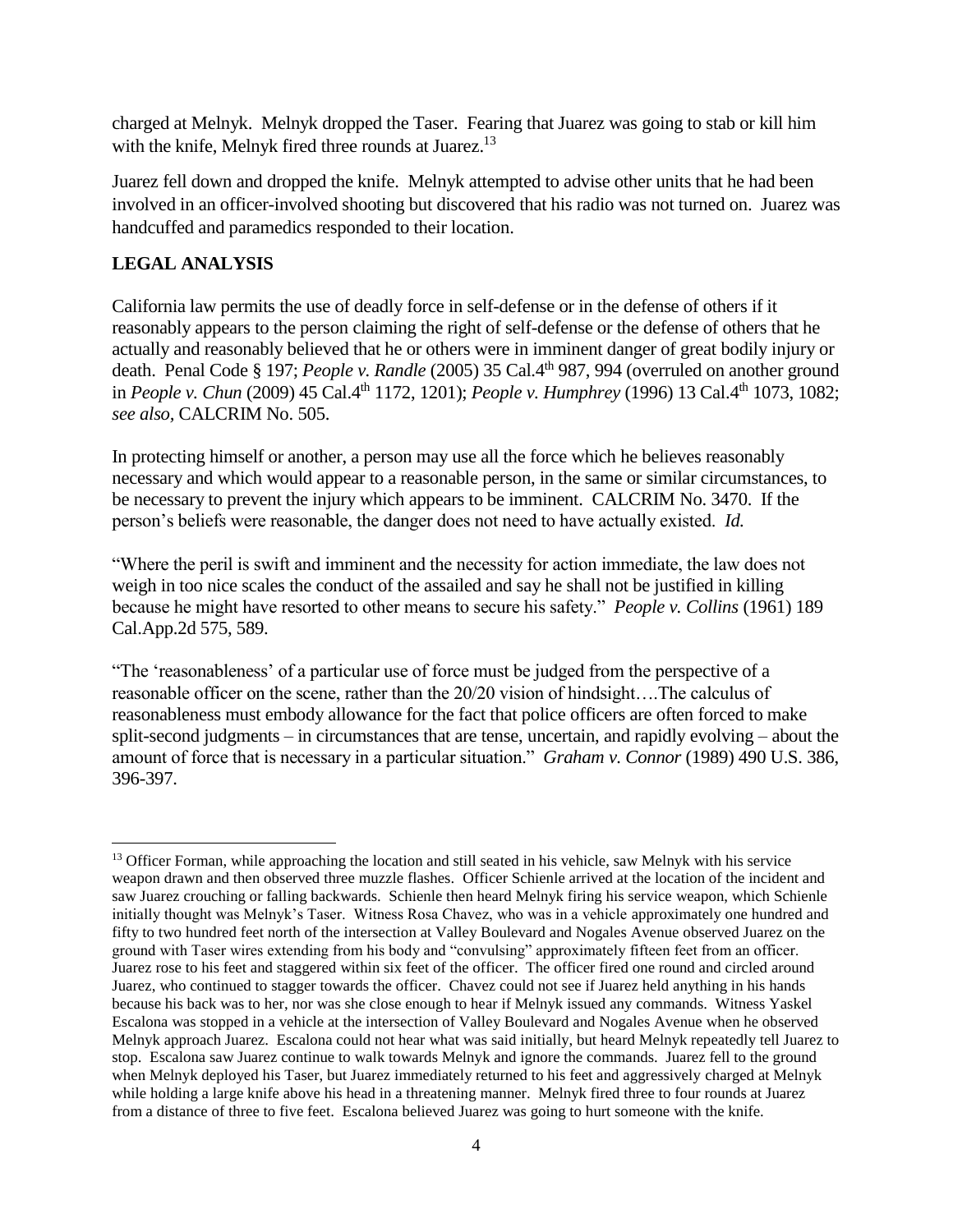charged at Melnyk. Melnyk dropped the Taser. Fearing that Juarez was going to stab or kill him with the knife, Melnyk fired three rounds at Juarez.[13]

Juarez fell down and dropped the knife. Melnyk attempted to advise other units that he had been involved in an officer-involved shooting but discovered that his radio was not turned on. Juarez was handcuffed and paramedics responded to their location.

## LEGAL ANALYSIS

California law permits the use of deadly force in self-defense or in the defense of others if it reasonably appears to the person claiming the right of self-defense or the defense of others that he actually and reasonably believed that he or others were in imminent danger of great bodily injury or death. Penal Code § 197; *People v. Randle* (2005) 35 Cal.4th 987, 994 (overruled on another ground in *People v. Chun* (2009) 45 Cal.4th 1172, 1201); *People v. Humphrey* (1996) 13 Cal.4th 1073, 1082; *see also*, CALCRIM No. 505.

In protecting himself or another, a person may use all the force which he believes reasonably necessary and which would appear to a reasonable person, in the same or similar circumstances, to be necessary to prevent the injury which appears to be imminent. CALCRIM No. 3470. If the person's beliefs were reasonable, the danger does not need to have actually existed. *Id.*

"Where the peril is swift and imminent and the necessity for action immediate, the law does not weigh in too nice scales the conduct of the assailed and say he shall not be justified in killing because he might have resorted to other means to secure his safety." *People v. Collins* (1961) 189 Cal.App.2d 575, 589.

"The 'reasonableness' of a particular use of force must be judged from the perspective of a reasonable officer on the scene, rather than the 20/20 vision of hindsight….The calculus of reasonableness must embody allowance for the fact that police officers are often forced to make split-second judgments – in circumstances that are tense, uncertain, and rapidly evolving – about the amount of force that is necessary in a particular situation." *Graham v. Connor* (1989) 490 U.S. 386, 396-397.

---

[13] Officer Forman, while approaching the location and still seated in his vehicle, saw Melnyk with his service weapon drawn and then observed three muzzle flashes. Officer Schienle arrived at the location of the incident and saw Juarez crouching or falling backwards. Schienle then heard Melnyk firing his service weapon, which Schienle initially thought was Melnyk's Taser. Witness Rosa Chavez, who was in a vehicle approximately one hundred and fifty to two hundred feet north of the intersection at Valley Boulevard and Nogales Avenue observed Juarez on the ground with Taser wires extending from his body and "convulsing" approximately fifteen feet from an officer. Juarez rose to his feet and staggered within six feet of the officer. The officer fired one round and circled around Juarez, who continued to stagger towards the officer. Chavez could not see if Juarez held anything in his hands because his back was to her, nor was she close enough to hear if Melnyk issued any commands. Witness Yaskel Escalona was stopped in a vehicle at the intersection of Valley Boulevard and Nogales Avenue when he observed Melnyk approach Juarez. Escalona could not hear what was said initially, but heard Melnyk repeatedly tell Juarez to stop. Escalona saw Juarez continue to walk towards Melnyk and ignore the commands. Juarez fell to the ground when Melnyk deployed his Taser, but Juarez immediately returned to his feet and aggressively charged at Melnyk while holding a large knife above his head in a threatening manner. Melnyk fired three to four rounds at Juarez from a distance of three to five feet. Escalona believed Juarez was going to hurt someone with the knife.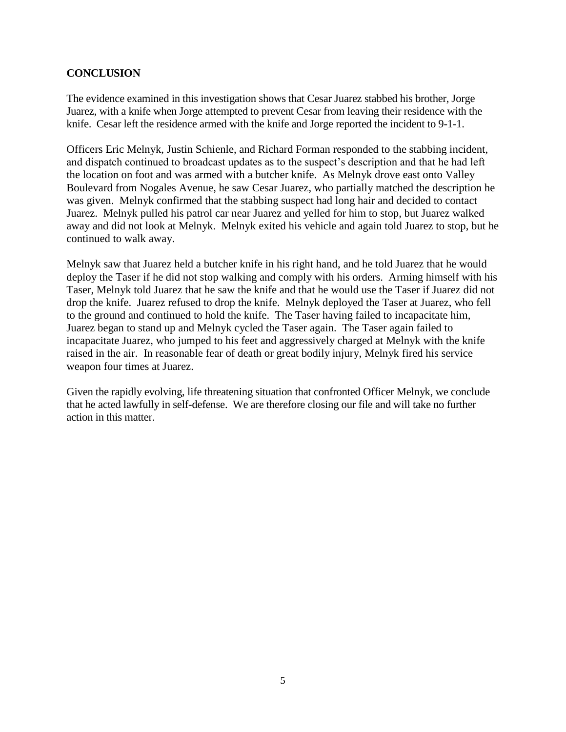**CONCLUSION**

The evidence examined in this investigation shows that Cesar Juarez stabbed his brother, Jorge Juarez, with a knife when Jorge attempted to prevent Cesar from leaving their residence with the knife. Cesar left the residence armed with the knife and Jorge reported the incident to 9-1-1.

Officers Eric Melnyk, Justin Schienle, and Richard Forman responded to the stabbing incident, and dispatch continued to broadcast updates as to the suspect's description and that he had left the location on foot and was armed with a butcher knife. As Melnyk drove east onto Valley Boulevard from Nogales Avenue, he saw Cesar Juarez, who partially matched the description he was given. Melnyk confirmed that the stabbing suspect had long hair and decided to contact Juarez. Melnyk pulled his patrol car near Juarez and yelled for him to stop, but Juarez walked away and did not look at Melnyk. Melnyk exited his vehicle and again told Juarez to stop, but he continued to walk away.

Melnyk saw that Juarez held a butcher knife in his right hand, and he told Juarez that he would deploy the Taser if he did not stop walking and comply with his orders. Arming himself with his Taser, Melnyk told Juarez that he saw the knife and that he would use the Taser if Juarez did not drop the knife. Juarez refused to drop the knife. Melnyk deployed the Taser at Juarez, who fell to the ground and continued to hold the knife. The Taser having failed to incapacitate him, Juarez began to stand up and Melnyk cycled the Taser again. The Taser again failed to incapacitate Juarez, who jumped to his feet and aggressively charged at Melnyk with the knife raised in the air. In reasonable fear of death or great bodily injury, Melnyk fired his service weapon four times at Juarez.

Given the rapidly evolving, life threatening situation that confronted Officer Melnyk, we conclude that he acted lawfully in self-defense. We are therefore closing our file and will take no further action in this matter.